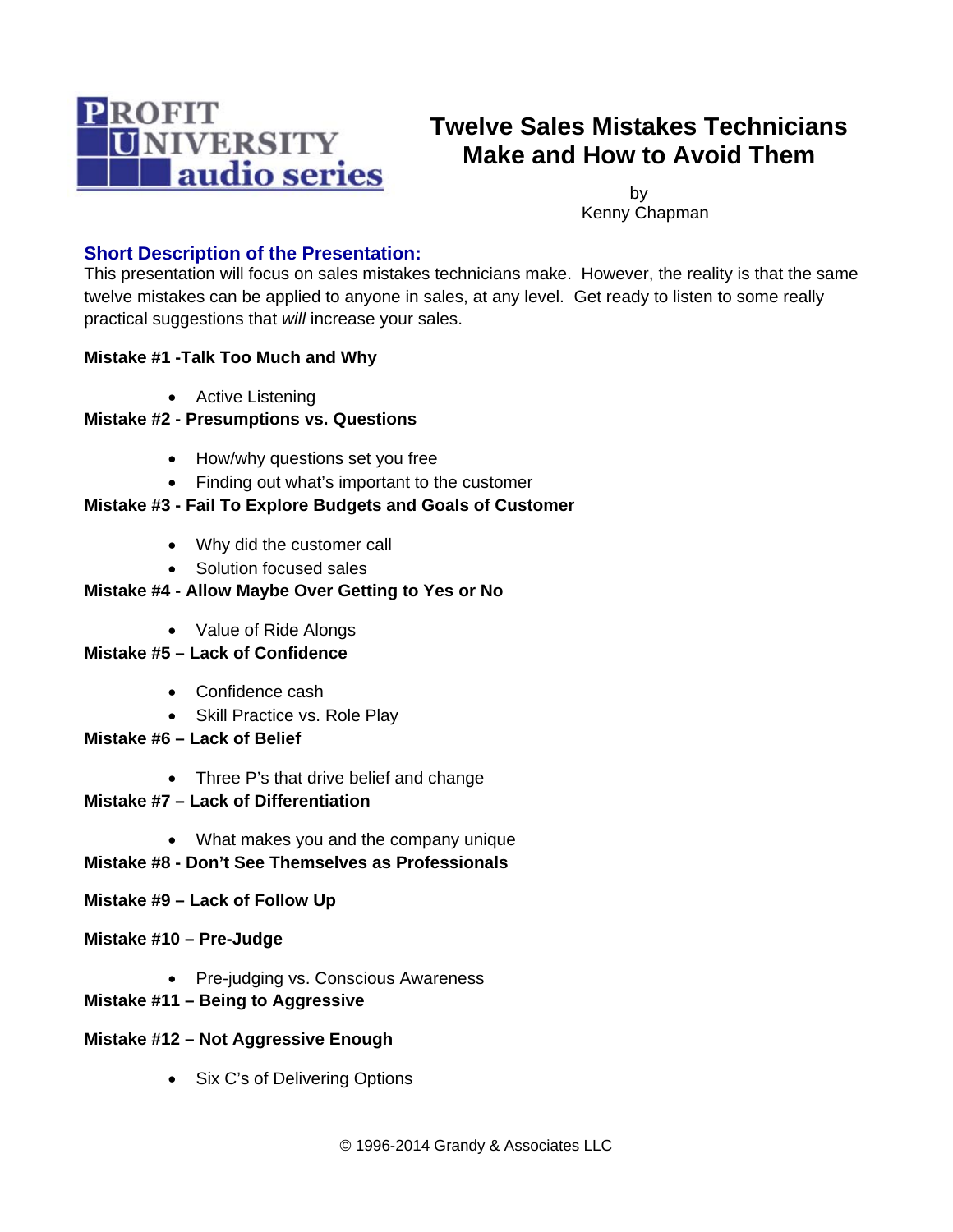PROFIT UNIVERSITY audio series

# Twelve Sales Mistakes Technicians Make and How to Avoid Them

by
Kenny Chapman

## Short Description of the Presentation:

This presentation will focus on sales mistakes technicians make. However, the reality is that the same twelve mistakes can be applied to anyone in sales, at any level. Get ready to listen to some really practical suggestions that *will* increase your sales.

**Mistake #1 -Talk Too Much and Why**

- Active Listening

**Mistake #2 - Presumptions vs. Questions**

- How/why questions set you free
- Finding out what's important to the customer

**Mistake #3 - Fail To Explore Budgets and Goals of Customer**

- Why did the customer call
- Solution focused sales

**Mistake #4 - Allow Maybe Over Getting to Yes or No**

- Value of Ride Alongs

**Mistake #5 – Lack of Confidence**

- Confidence cash
- Skill Practice vs. Role Play

**Mistake #6 – Lack of Belief**

- Three P's that drive belief and change

**Mistake #7 – Lack of Differentiation**

- What makes you and the company unique

**Mistake #8 - Don't See Themselves as Professionals**

**Mistake #9 – Lack of Follow Up**

**Mistake #10 – Pre-Judge**

- Pre-judging vs. Conscious Awareness

**Mistake #11 – Being to Aggressive**

**Mistake #12 – Not Aggressive Enough**

- Six C's of Delivering Options

© 1996-2014 Grandy & Associates LLC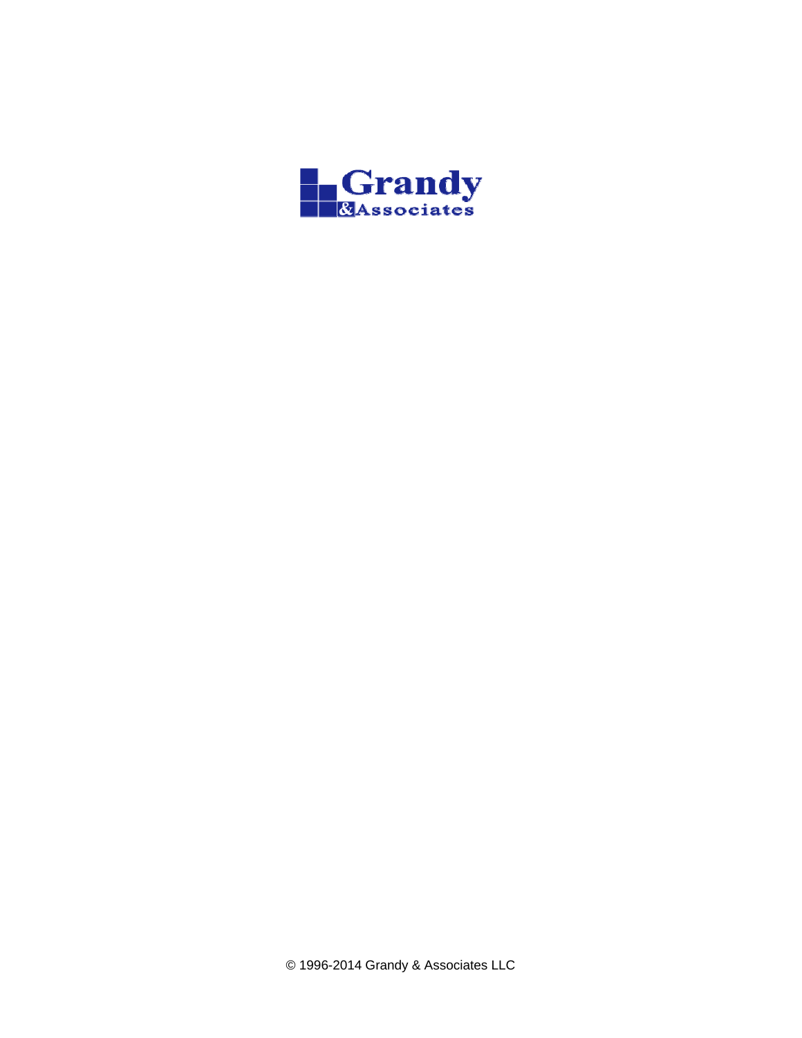Grandy
&Associates

© 1996-2014 Grandy & Associates LLC